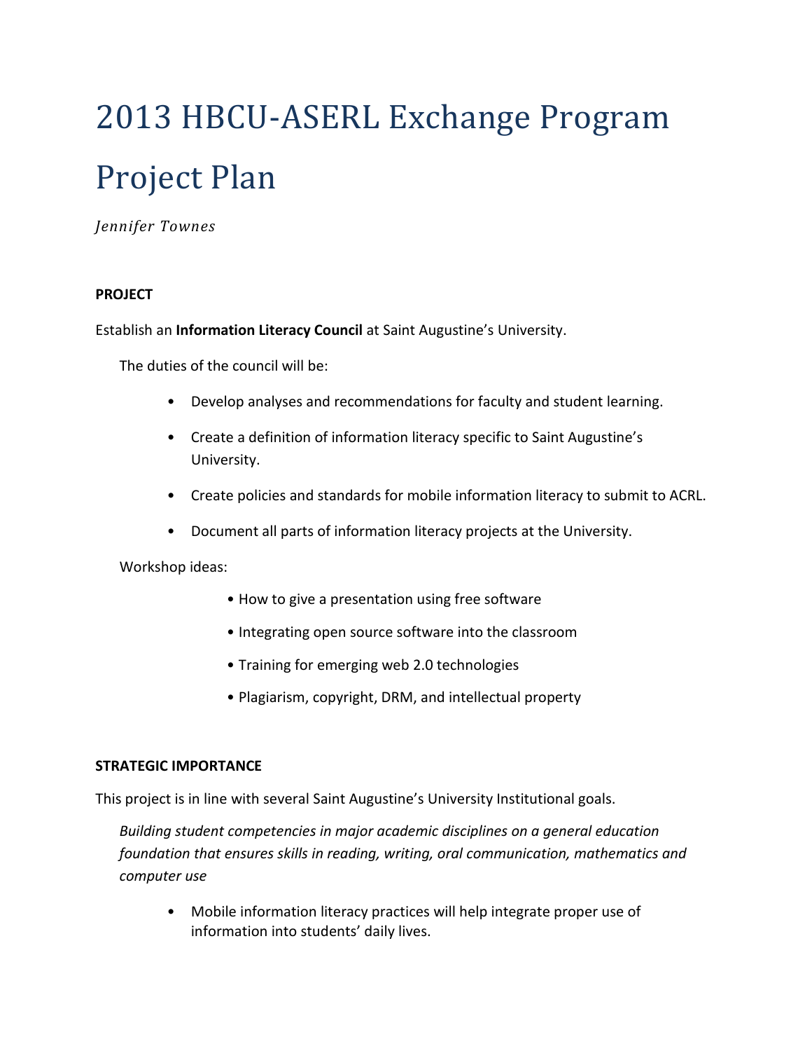# 2013 HBCU-ASERL Exchange Program Project Plan

*Jennifer Townes*

**PROJECT**

Establish an **Information Literacy Council** at Saint Augustine's University.

The duties of the council will be:

- Develop analyses and recommendations for faculty and student learning.
- Create a definition of information literacy specific to Saint Augustine's University.
- Create policies and standards for mobile information literacy to submit to ACRL.
- Document all parts of information literacy projects at the University.

Workshop ideas:

- How to give a presentation using free software
- Integrating open source software into the classroom
- Training for emerging web 2.0 technologies
- Plagiarism, copyright, DRM, and intellectual property

**STRATEGIC IMPORTANCE**

This project is in line with several Saint Augustine's University Institutional goals.

*Building student competencies in major academic disciplines on a general education foundation that ensures skills in reading, writing, oral communication, mathematics and computer use*

- Mobile information literacy practices will help integrate proper use of information into students' daily lives.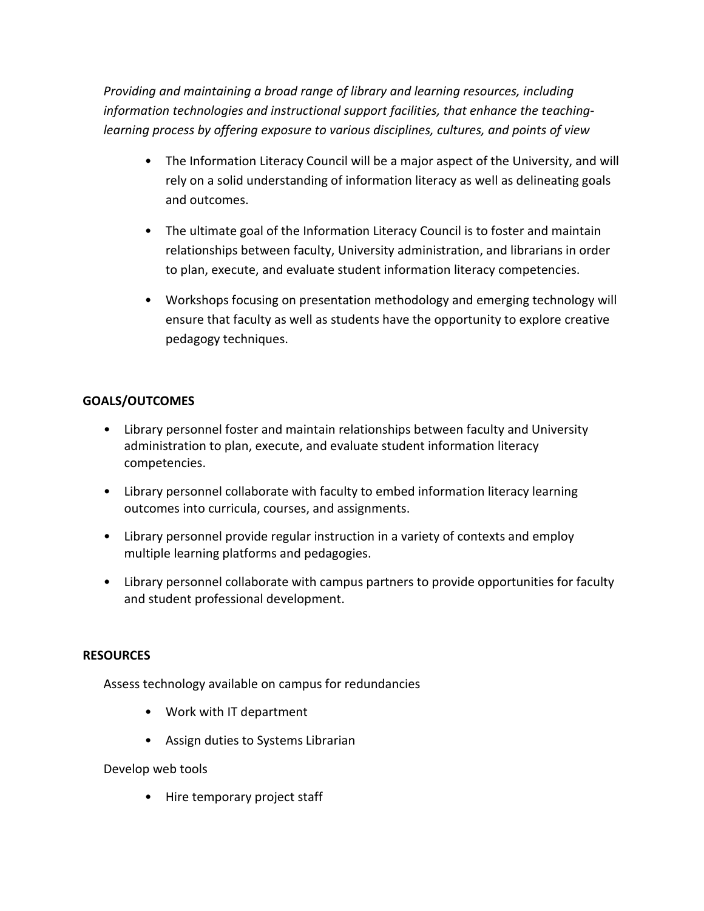*Providing and maintaining a broad range of library and learning resources, including information technologies and instructional support facilities, that enhance the teaching-learning process by offering exposure to various disciplines, cultures, and points of view*

- The Information Literacy Council will be a major aspect of the University, and will rely on a solid understanding of information literacy as well as delineating goals and outcomes.
- The ultimate goal of the Information Literacy Council is to foster and maintain relationships between faculty, University administration, and librarians in order to plan, execute, and evaluate student information literacy competencies.
- Workshops focusing on presentation methodology and emerging technology will ensure that faculty as well as students have the opportunity to explore creative pedagogy techniques.

**GOALS/OUTCOMES**

- Library personnel foster and maintain relationships between faculty and University administration to plan, execute, and evaluate student information literacy competencies.
- Library personnel collaborate with faculty to embed information literacy learning outcomes into curricula, courses, and assignments.
- Library personnel provide regular instruction in a variety of contexts and employ multiple learning platforms and pedagogies.
- Library personnel collaborate with campus partners to provide opportunities for faculty and student professional development.

**RESOURCES**

Assess technology available on campus for redundancies

- Work with IT department
- Assign duties to Systems Librarian

Develop web tools

- Hire temporary project staff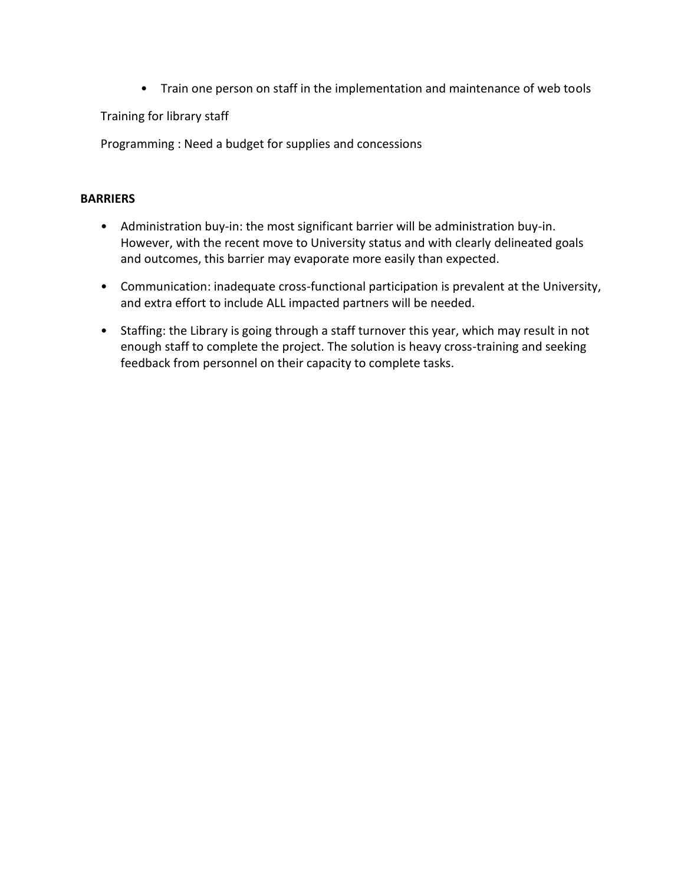- Train one person on staff in the implementation and maintenance of web tools

Training for library staff

Programming : Need a budget for supplies and concessions

**BARRIERS**

- Administration buy-in: the most significant barrier will be administration buy-in. However, with the recent move to University status and with clearly delineated goals and outcomes, this barrier may evaporate more easily than expected.
- Communication: inadequate cross-functional participation is prevalent at the University, and extra effort to include ALL impacted partners will be needed.
- Staffing: the Library is going through a staff turnover this year, which may result in not enough staff to complete the project. The solution is heavy cross-training and seeking feedback from personnel on their capacity to complete tasks.